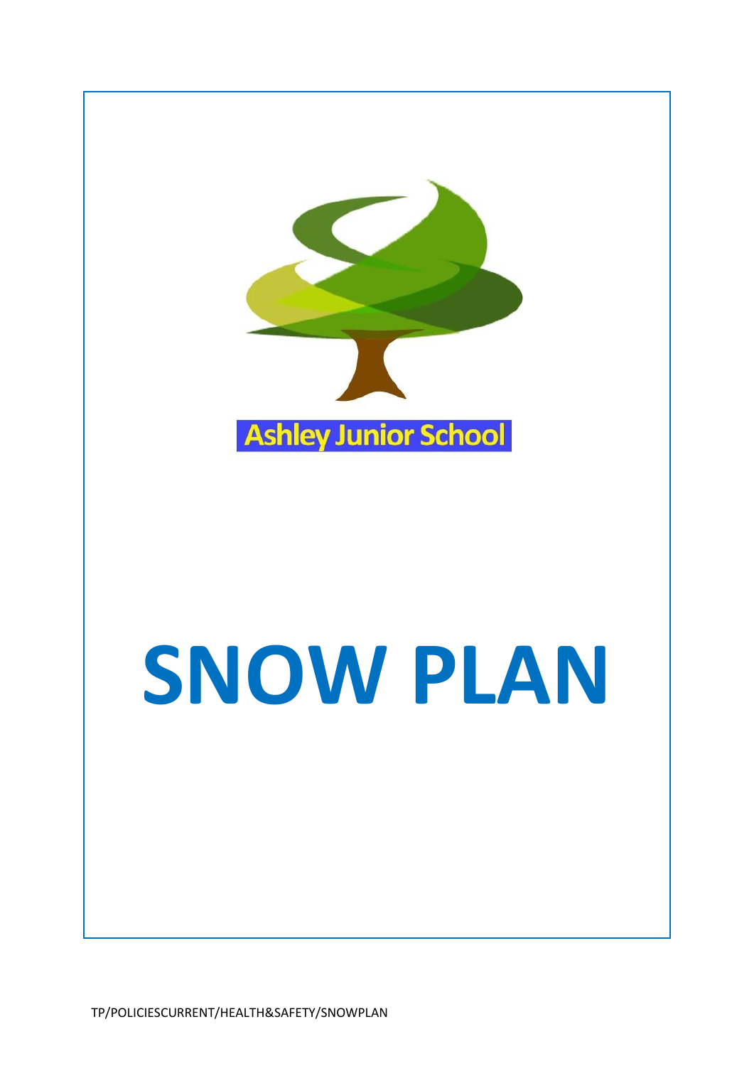Ashley Junior School

# SNOW PLAN

TP/POLICIESCURRENT/HEALTH&SAFETY/SNOWPLAN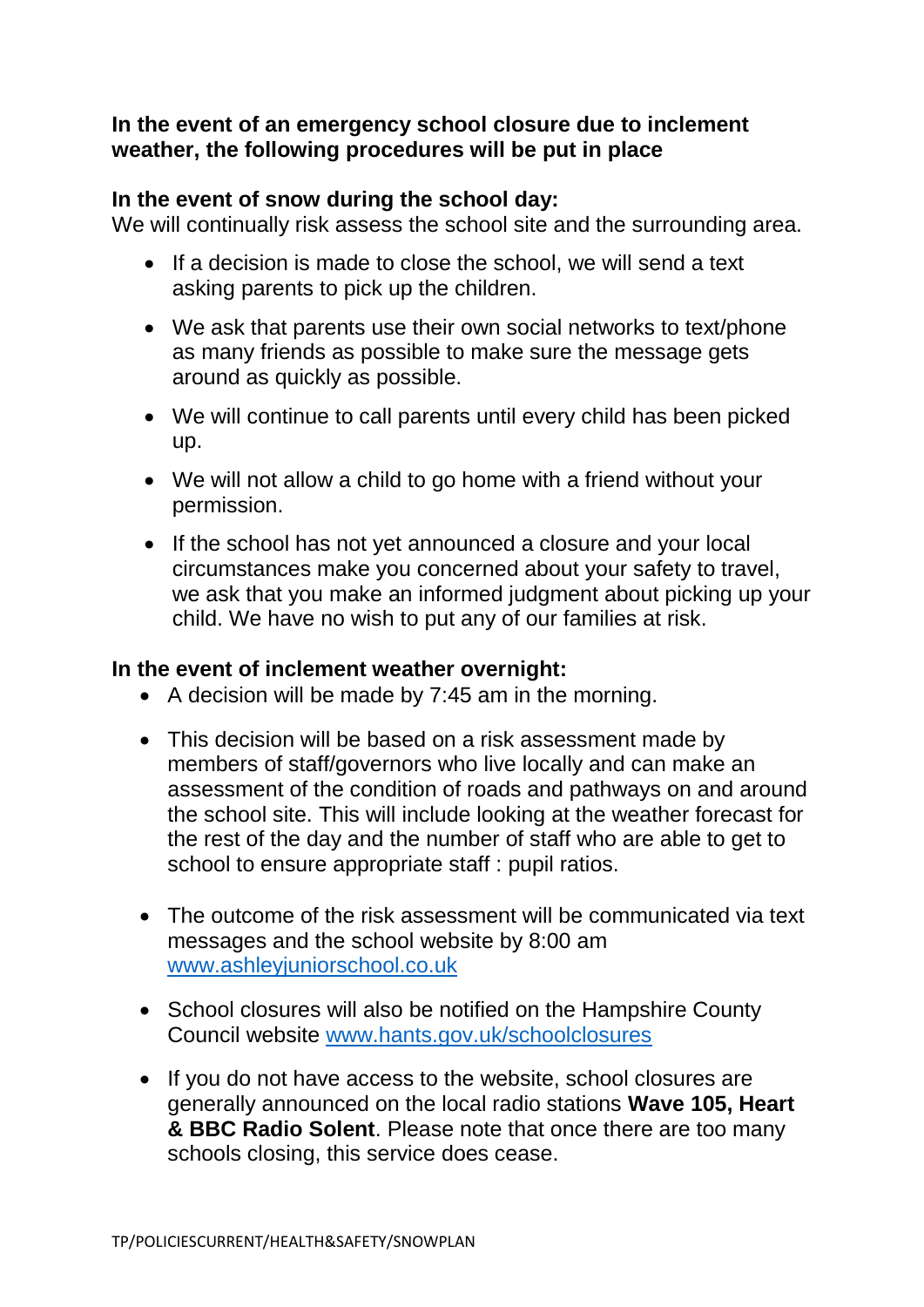**In the event of an emergency school closure due to inclement weather, the following procedures will be put in place**

**In the event of snow during the school day:**
We will continually risk assess the school site and the surrounding area.

- If a decision is made to close the school, we will send a text asking parents to pick up the children.
- We ask that parents use their own social networks to text/phone as many friends as possible to make sure the message gets around as quickly as possible.
- We will continue to call parents until every child has been picked up.
- We will not allow a child to go home with a friend without your permission.
- If the school has not yet announced a closure and your local circumstances make you concerned about your safety to travel, we ask that you make an informed judgment about picking up your child. We have no wish to put any of our families at risk.

**In the event of inclement weather overnight:**

- A decision will be made by 7:45 am in the morning.
- This decision will be based on a risk assessment made by members of staff/governors who live locally and can make an assessment of the condition of roads and pathways on and around the school site. This will include looking at the weather forecast for the rest of the day and the number of staff who are able to get to school to ensure appropriate staff : pupil ratios.
- The outcome of the risk assessment will be communicated via text messages and the school website by 8:00 am [www.ashleyjuniorschool.co.uk](www.ashleyjuniorschool.co.uk)
- School closures will also be notified on the Hampshire County Council website [www.hants.gov.uk/schoolclosures](www.hants.gov.uk/schoolclosures)
- If you do not have access to the website, school closures are generally announced on the local radio stations **Wave 105, Heart & BBC Radio Solent**. Please note that once there are too many schools closing, this service does cease.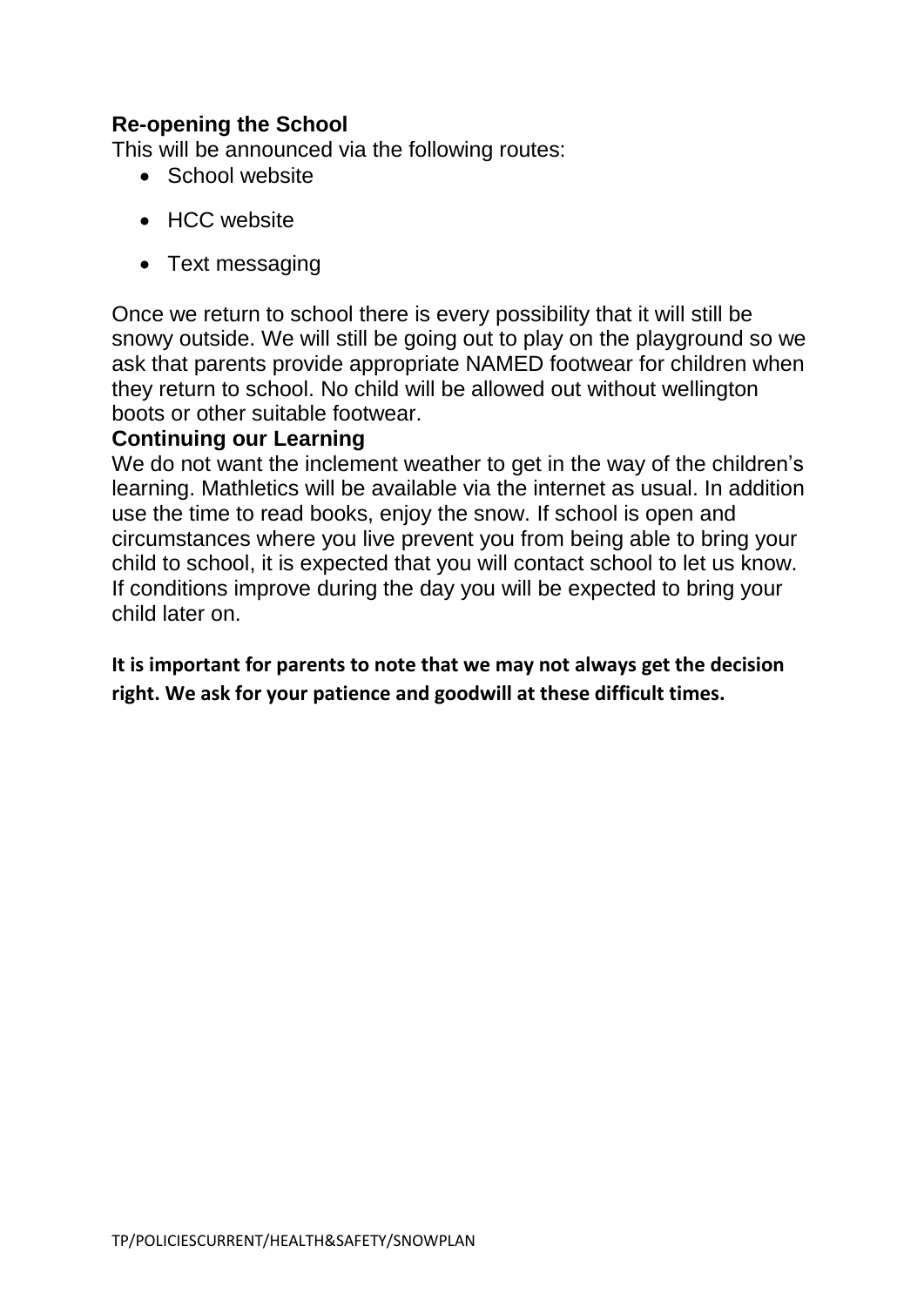**Re-opening the School**

This will be announced via the following routes:

- School website
- HCC website
- Text messaging

Once we return to school there is every possibility that it will still be snowy outside. We will still be going out to play on the playground so we ask that parents provide appropriate NAMED footwear for children when they return to school. No child will be allowed out without wellington boots or other suitable footwear.

**Continuing our Learning**

We do not want the inclement weather to get in the way of the children's learning. Mathletics will be available via the internet as usual. In addition use the time to read books, enjoy the snow. If school is open and circumstances where you live prevent you from being able to bring your child to school, it is expected that you will contact school to let us know. If conditions improve during the day you will be expected to bring your child later on.

**It is important for parents to note that we may not always get the decision right. We ask for your patience and goodwill at these difficult times.**